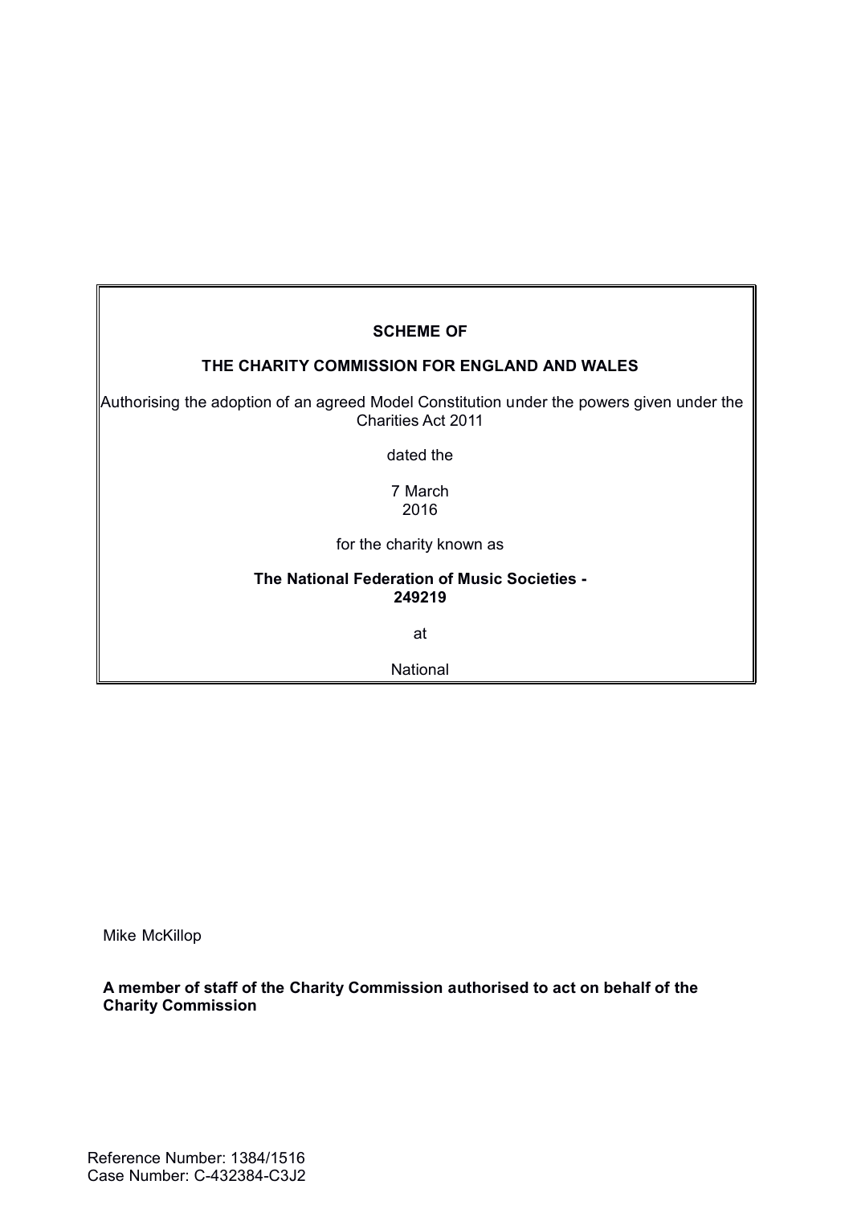**SCHEME OF**

**THE CHARITY COMMISSION FOR ENGLAND AND WALES**

Authorising the adoption of an agreed Model Constitution under the powers given under the Charities Act 2011

dated the

7 March
2016

for the charity known as

**The National Federation of Music Societies - 249219**

at

National

Mike McKillop

**A member of staff of the Charity Commission authorised to act on behalf of the Charity Commission**

Reference Number: 1384/1516
Case Number: C-432384-C3J2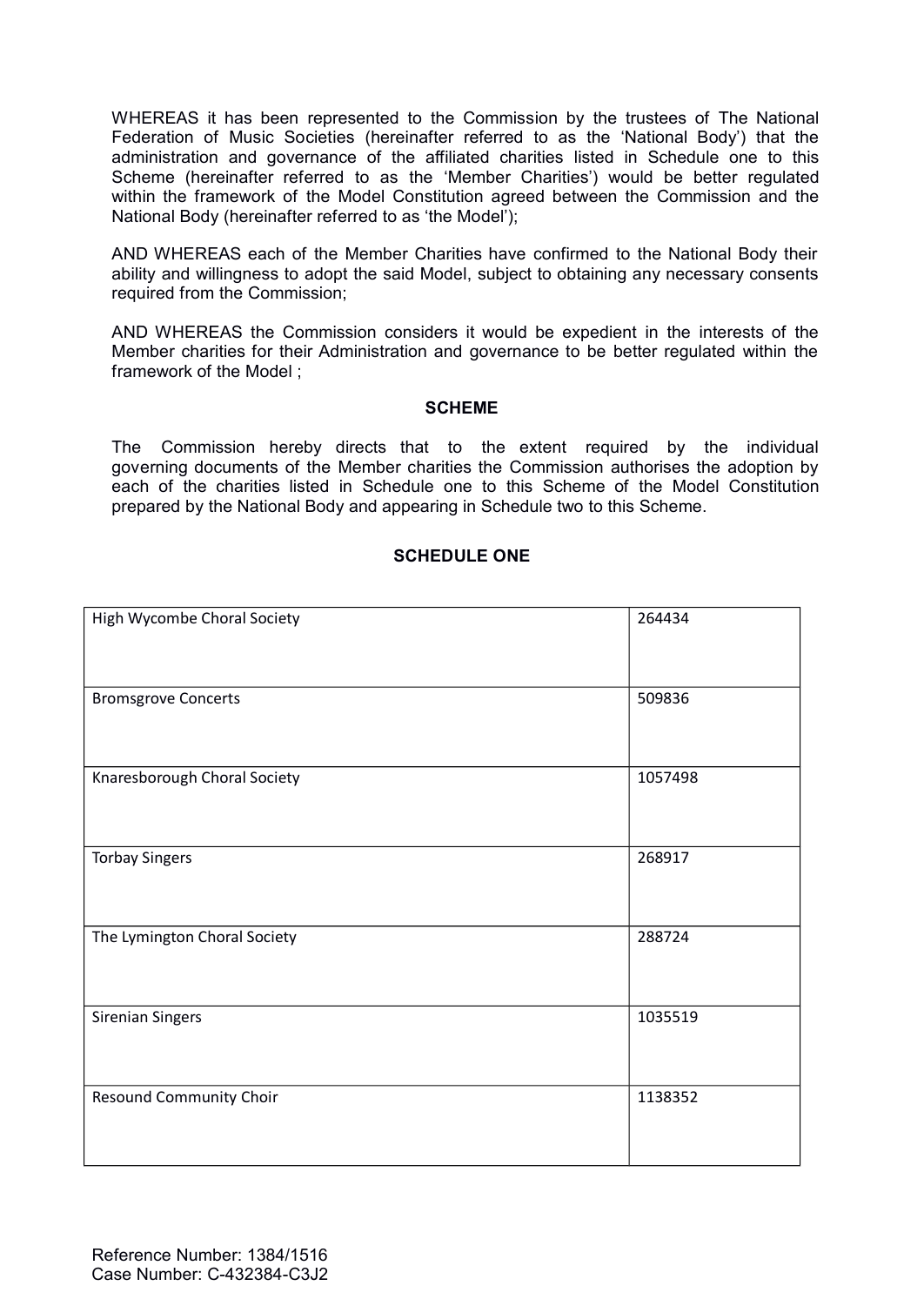WHEREAS it has been represented to the Commission by the trustees of The National Federation of Music Societies (hereinafter referred to as the 'National Body') that the administration and governance of the affiliated charities listed in Schedule one to this Scheme (hereinafter referred to as the 'Member Charities') would be better regulated within the framework of the Model Constitution agreed between the Commission and the National Body (hereinafter referred to as 'the Model');

AND WHEREAS each of the Member Charities have confirmed to the National Body their ability and willingness to adopt the said Model, subject to obtaining any necessary consents required from the Commission;

AND WHEREAS the Commission considers it would be expedient in the interests of the Member charities for their Administration and governance to be better regulated within the framework of the Model ;

**SCHEME**

The Commission hereby directs that to the extent required by the individual governing documents of the Member charities the Commission authorises the adoption by each of the charities listed in Schedule one to this Scheme of the Model Constitution prepared by the National Body and appearing in Schedule two to this Scheme.

**SCHEDULE ONE**

| | |
|---|---|
| High Wycombe Choral Society | 264434 |
| Bromsgrove Concerts | 509836 |
| Knaresborough Choral Society | 1057498 |
| Torbay Singers | 268917 |
| The Lymington Choral Society | 288724 |
| Sirenian Singers | 1035519 |
| Resound Community Choir | 1138352 |

Reference Number: 1384/1516
Case Number: C-432384-C3J2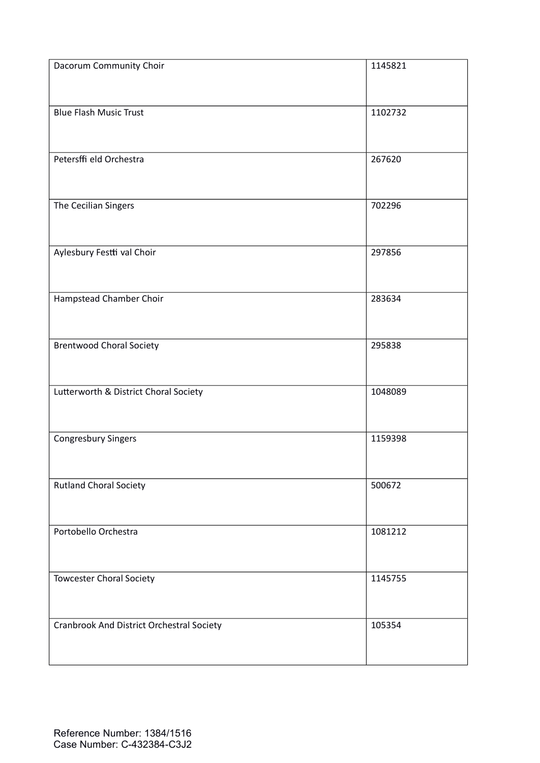| | |
|---|---|
| Dacorum Community Choir | 1145821 |
| Blue Flash Music Trust | 1102732 |
| Petersffi eld Orchestra | 267620 |
| The Cecilian Singers | 702296 |
| Aylesbury Festti val Choir | 297856 |
| Hampstead Chamber Choir | 283634 |
| Brentwood Choral Society | 295838 |
| Lutterworth & District Choral Society | 1048089 |
| Congresbury Singers | 1159398 |
| Rutland Choral Society | 500672 |
| Portobello Orchestra | 1081212 |
| Towcester Choral Society | 1145755 |
| Cranbrook And District Orchestral Society | 105354 |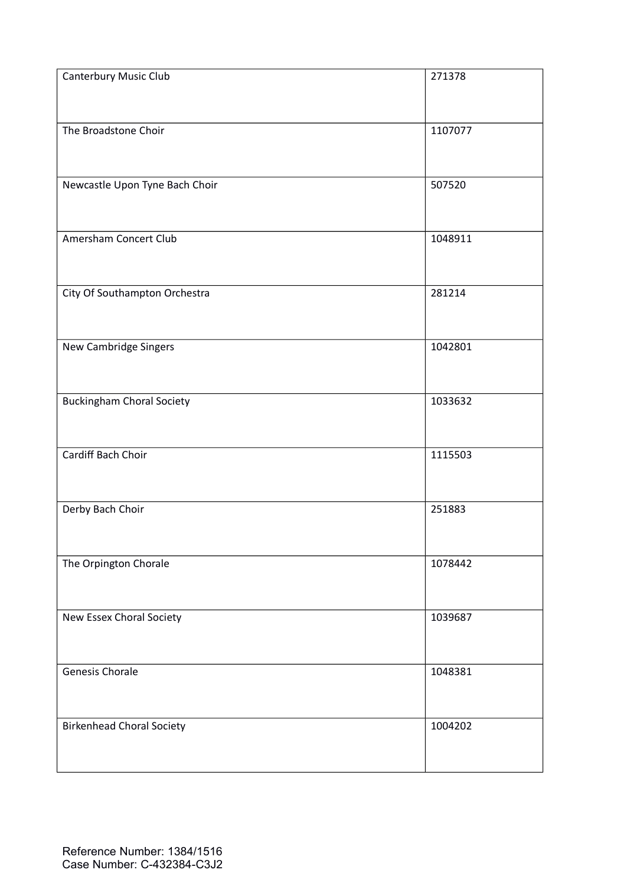| | |
|---|---|
| Canterbury Music Club | 271378 |
| The Broadstone Choir | 1107077 |
| Newcastle Upon Tyne Bach Choir | 507520 |
| Amersham Concert Club | 1048911 |
| City Of Southampton Orchestra | 281214 |
| New Cambridge Singers | 1042801 |
| Buckingham Choral Society | 1033632 |
| Cardiff Bach Choir | 1115503 |
| Derby Bach Choir | 251883 |
| The Orpington Chorale | 1078442 |
| New Essex Choral Society | 1039687 |
| Genesis Chorale | 1048381 |
| Birkenhead Choral Society | 1004202 |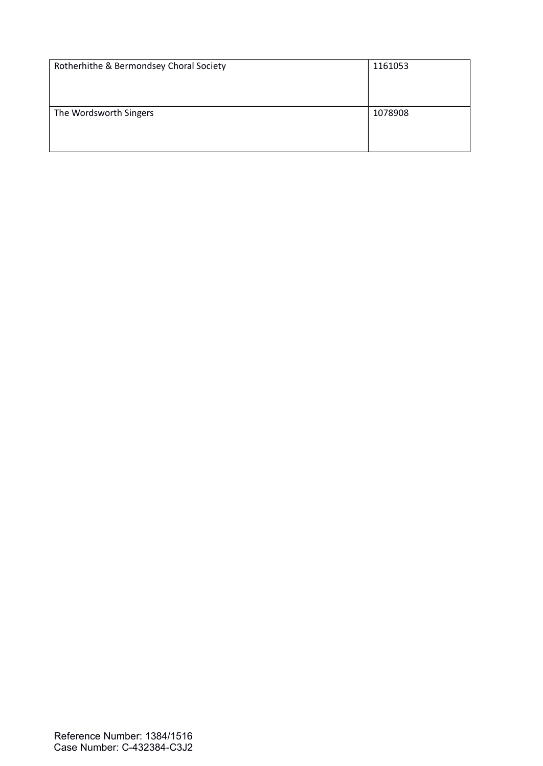| | |
|---|---|
| Rotherhithe & Bermondsey Choral Society | 1161053 |
| The Wordsworth Singers | 1078908 |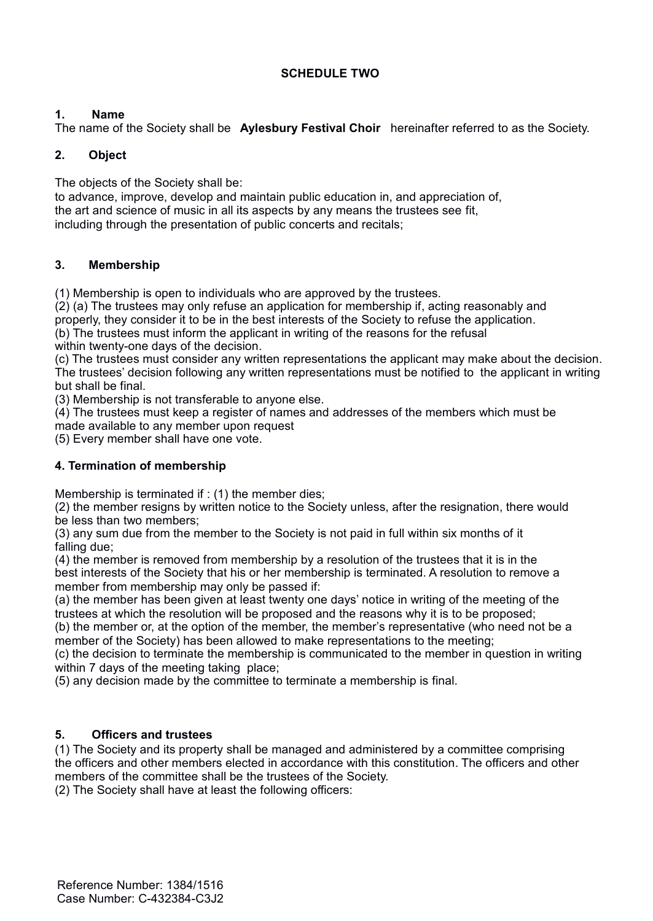## SCHEDULE TWO

### 1. Name

The name of the Society shall be **Aylesbury Festival Choir** hereinafter referred to as the Society.

### 2. Object

The objects of the Society shall be:
to advance, improve, develop and maintain public education in, and appreciation of, the art and science of music in all its aspects by any means the trustees see fit, including through the presentation of public concerts and recitals;

### 3. Membership

(1) Membership is open to individuals who are approved by the trustees.
(2) (a) The trustees may only refuse an application for membership if, acting reasonably and properly, they consider it to be in the best interests of the Society to refuse the application.
(b) The trustees must inform the applicant in writing of the reasons for the refusal within twenty-one days of the decision.
(c) The trustees must consider any written representations the applicant may make about the decision. The trustees' decision following any written representations must be notified to the applicant in writing but shall be final.
(3) Membership is not transferable to anyone else.
(4) The trustees must keep a register of names and addresses of the members which must be made available to any member upon request
(5) Every member shall have one vote.

### 4. Termination of membership

Membership is terminated if : (1) the member dies;
(2) the member resigns by written notice to the Society unless, after the resignation, there would be less than two members;
(3) any sum due from the member to the Society is not paid in full within six months of it falling due;
(4) the member is removed from membership by a resolution of the trustees that it is in the best interests of the Society that his or her membership is terminated. A resolution to remove a member from membership may only be passed if:
(a) the member has been given at least twenty one days' notice in writing of the meeting of the trustees at which the resolution will be proposed and the reasons why it is to be proposed;
(b) the member or, at the option of the member, the member's representative (who need not be a member of the Society) has been allowed to make representations to the meeting;
(c) the decision to terminate the membership is communicated to the member in question in writing within 7 days of the meeting taking place;
(5) any decision made by the committee to terminate a membership is final.

### 5. Officers and trustees

(1) The Society and its property shall be managed and administered by a committee comprising the officers and other members elected in accordance with this constitution. The officers and other members of the committee shall be the trustees of the Society.
(2) The Society shall have at least the following officers:

Reference Number: 1384/1516
Case Number: C-432384-C3J2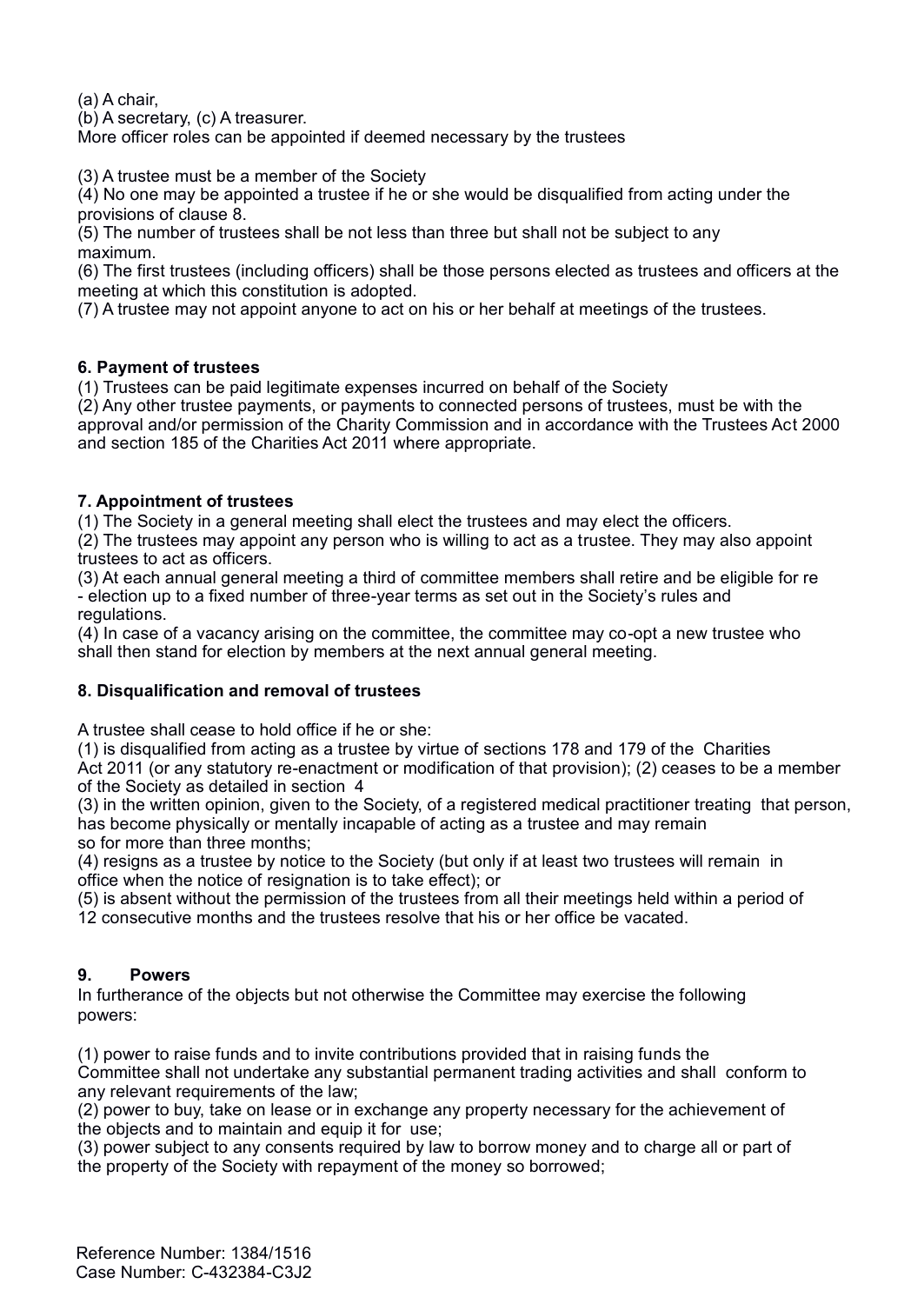(a) A chair,

(b) A secretary, (c) A treasurer.

More officer roles can be appointed if deemed necessary by the trustees

(3) A trustee must be a member of the Society

(4) No one may be appointed a trustee if he or she would be disqualified from acting under the provisions of clause 8.

(5) The number of trustees shall be not less than three but shall not be subject to any maximum.

(6) The first trustees (including officers) shall be those persons elected as trustees and officers at the meeting at which this constitution is adopted.

(7) A trustee may not appoint anyone to act on his or her behalf at meetings of the trustees.

**6. Payment of trustees**

(1) Trustees can be paid legitimate expenses incurred on behalf of the Society

(2) Any other trustee payments, or payments to connected persons of trustees, must be with the approval and/or permission of the Charity Commission and in accordance with the Trustees Act 2000 and section 185 of the Charities Act 2011 where appropriate.

**7. Appointment of trustees**

(1) The Society in a general meeting shall elect the trustees and may elect the officers.

(2) The trustees may appoint any person who is willing to act as a trustee. They may also appoint trustees to act as officers.

(3) At each annual general meeting a third of committee members shall retire and be eligible for re - election up to a fixed number of three-year terms as set out in the Society's rules and regulations.

(4) In case of a vacancy arising on the committee, the committee may co-opt a new trustee who shall then stand for election by members at the next annual general meeting.

**8. Disqualification and removal of trustees**

A trustee shall cease to hold office if he or she:

(1) is disqualified from acting as a trustee by virtue of sections 178 and 179 of the Charities Act 2011 (or any statutory re-enactment or modification of that provision); (2) ceases to be a member of the Society as detailed in section 4

(3) in the written opinion, given to the Society, of a registered medical practitioner treating that person, has become physically or mentally incapable of acting as a trustee and may remain so for more than three months;

(4) resigns as a trustee by notice to the Society (but only if at least two trustees will remain in office when the notice of resignation is to take effect); or

(5) is absent without the permission of the trustees from all their meetings held within a period of 12 consecutive months and the trustees resolve that his or her office be vacated.

**9. Powers**

In furtherance of the objects but not otherwise the Committee may exercise the following powers:

(1) power to raise funds and to invite contributions provided that in raising funds the Committee shall not undertake any substantial permanent trading activities and shall conform to any relevant requirements of the law;

(2) power to buy, take on lease or in exchange any property necessary for the achievement of the objects and to maintain and equip it for use;

(3) power subject to any consents required by law to borrow money and to charge all or part of the property of the Society with repayment of the money so borrowed;

Reference Number: 1384/1516
Case Number: C-432384-C3J2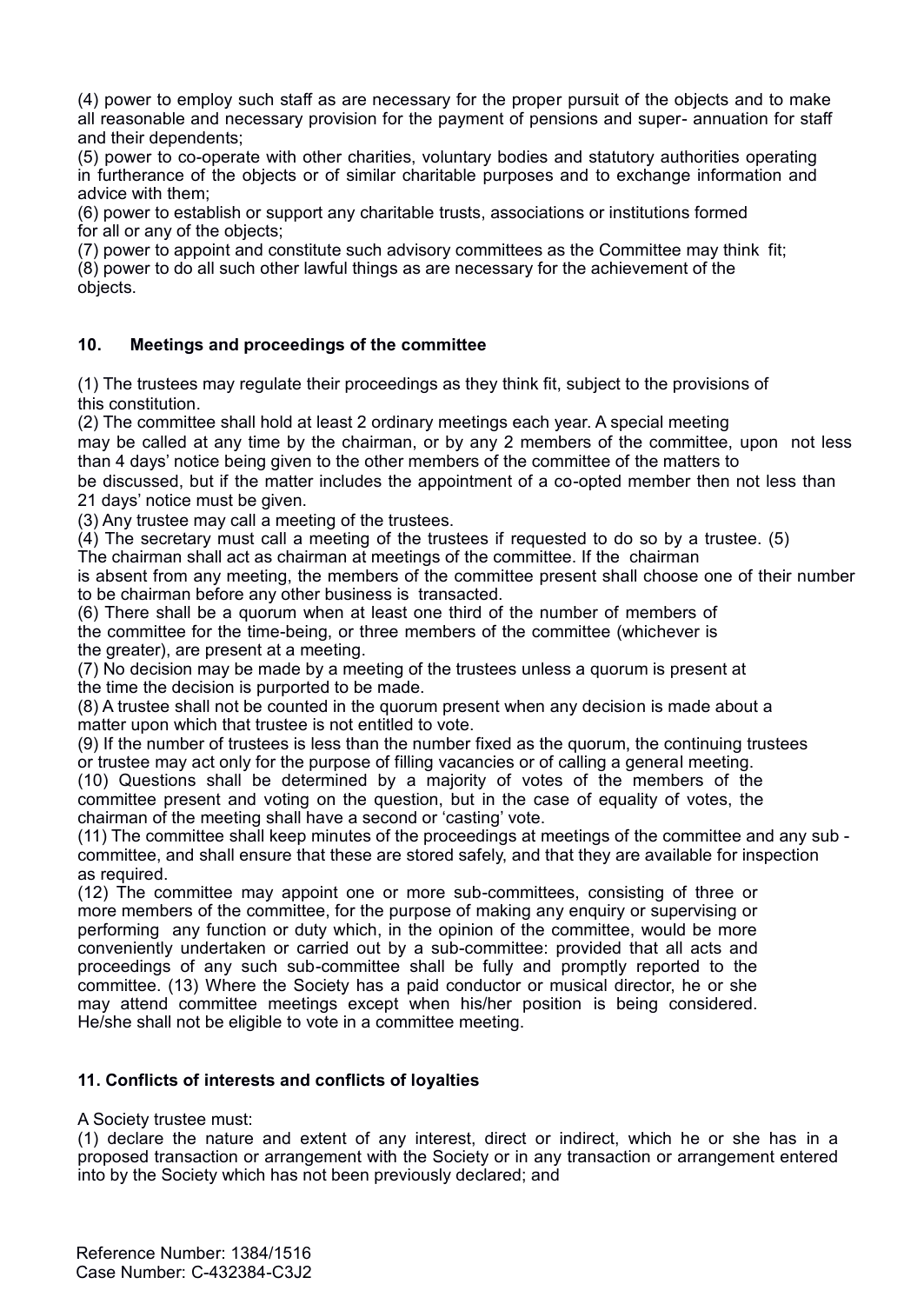(4) power to employ such staff as are necessary for the proper pursuit of the objects and to make all reasonable and necessary provision for the payment of pensions and super- annuation for staff and their dependents;

(5) power to co-operate with other charities, voluntary bodies and statutory authorities operating in furtherance of the objects or of similar charitable purposes and to exchange information and advice with them;

(6) power to establish or support any charitable trusts, associations or institutions formed for all or any of the objects;

(7) power to appoint and constitute such advisory committees as the Committee may think fit;

(8) power to do all such other lawful things as are necessary for the achievement of the objects.

## 10. Meetings and proceedings of the committee

(1) The trustees may regulate their proceedings as they think fit, subject to the provisions of this constitution.

(2) The committee shall hold at least 2 ordinary meetings each year. A special meeting may be called at any time by the chairman, or by any 2 members of the committee, upon not less than 4 days' notice being given to the other members of the committee of the matters to be discussed, but if the matter includes the appointment of a co-opted member then not less than 21 days' notice must be given.

(3) Any trustee may call a meeting of the trustees.

(4) The secretary must call a meeting of the trustees if requested to do so by a trustee.

(5) The chairman shall act as chairman at meetings of the committee. If the chairman is absent from any meeting, the members of the committee present shall choose one of their number to be chairman before any other business is transacted.

(6) There shall be a quorum when at least one third of the number of members of the committee for the time-being, or three members of the committee (whichever is the greater), are present at a meeting.

(7) No decision may be made by a meeting of the trustees unless a quorum is present at the time the decision is purported to be made.

(8) A trustee shall not be counted in the quorum present when any decision is made about a matter upon which that trustee is not entitled to vote.

(9) If the number of trustees is less than the number fixed as the quorum, the continuing trustees or trustee may act only for the purpose of filling vacancies or of calling a general meeting.

(10) Questions shall be determined by a majority of votes of the members of the committee present and voting on the question, but in the case of equality of votes, the chairman of the meeting shall have a second or 'casting' vote.

(11) The committee shall keep minutes of the proceedings at meetings of the committee and any sub - committee, and shall ensure that these are stored safely, and that they are available for inspection as required.

(12) The committee may appoint one or more sub-committees, consisting of three or more members of the committee, for the purpose of making any enquiry or supervising or performing any function or duty which, in the opinion of the committee, would be more conveniently undertaken or carried out by a sub-committee: provided that all acts and proceedings of any such sub-committee shall be fully and promptly reported to the committee.

(13) Where the Society has a paid conductor or musical director, he or she may attend committee meetings except when his/her position is being considered. He/she shall not be eligible to vote in a committee meeting.

## 11. Conflicts of interests and conflicts of loyalties

A Society trustee must:

(1) declare the nature and extent of any interest, direct or indirect, which he or she has in a proposed transaction or arrangement with the Society or in any transaction or arrangement entered into by the Society which has not been previously declared; and

Reference Number: 1384/1516
Case Number: C-432384-C3J2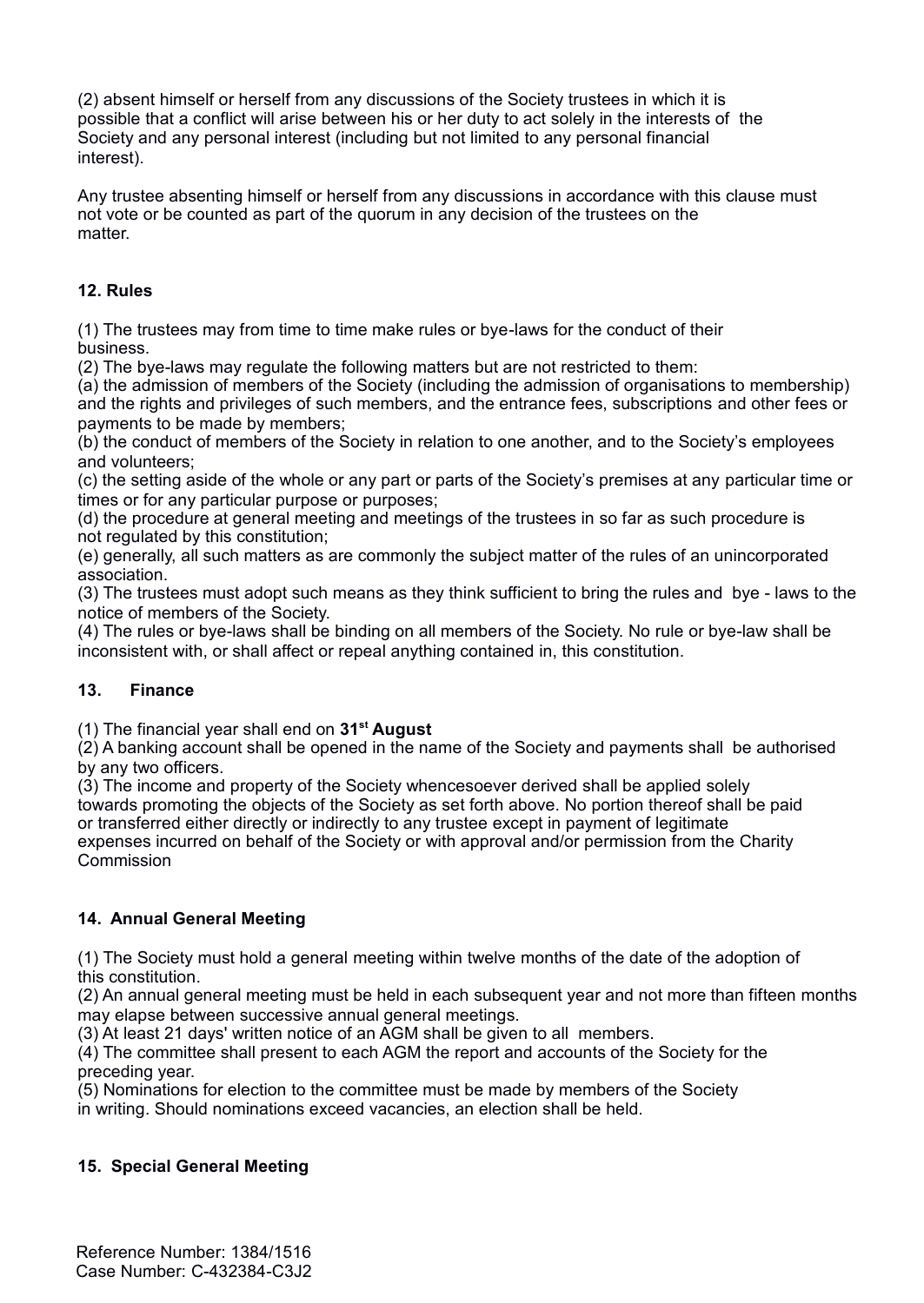(2) absent himself or herself from any discussions of the Society trustees in which it is possible that a conflict will arise between his or her duty to act solely in the interests of the Society and any personal interest (including but not limited to any personal financial interest).

Any trustee absenting himself or herself from any discussions in accordance with this clause must not vote or be counted as part of the quorum in any decision of the trustees on the matter.

**12. Rules**

(1) The trustees may from time to time make rules or bye-laws for the conduct of their business.
(2) The bye-laws may regulate the following matters but are not restricted to them:
(a) the admission of members of the Society (including the admission of organisations to membership) and the rights and privileges of such members, and the entrance fees, subscriptions and other fees or payments to be made by members;
(b) the conduct of members of the Society in relation to one another, and to the Society's employees and volunteers;
(c) the setting aside of the whole or any part or parts of the Society's premises at any particular time or times or for any particular purpose or purposes;
(d) the procedure at general meeting and meetings of the trustees in so far as such procedure is not regulated by this constitution;
(e) generally, all such matters as are commonly the subject matter of the rules of an unincorporated association.
(3) The trustees must adopt such means as they think sufficient to bring the rules and bye - laws to the notice of members of the Society.
(4) The rules or bye-laws shall be binding on all members of the Society. No rule or bye-law shall be inconsistent with, or shall affect or repeal anything contained in, this constitution.

**13. Finance**

(1) The financial year shall end on **31st August**
(2) A banking account shall be opened in the name of the Society and payments shall be authorised by any two officers.
(3) The income and property of the Society whencesoever derived shall be applied solely towards promoting the objects of the Society as set forth above. No portion thereof shall be paid or transferred either directly or indirectly to any trustee except in payment of legitimate expenses incurred on behalf of the Society or with approval and/or permission from the Charity Commission

**14. Annual General Meeting**

(1) The Society must hold a general meeting within twelve months of the date of the adoption of this constitution.
(2) An annual general meeting must be held in each subsequent year and not more than fifteen months may elapse between successive annual general meetings.
(3) At least 21 days' written notice of an AGM shall be given to all members.
(4) The committee shall present to each AGM the report and accounts of the Society for the preceding year.
(5) Nominations for election to the committee must be made by members of the Society in writing. Should nominations exceed vacancies, an election shall be held.

**15. Special General Meeting**

Reference Number: 1384/1516
Case Number: C-432384-C3J2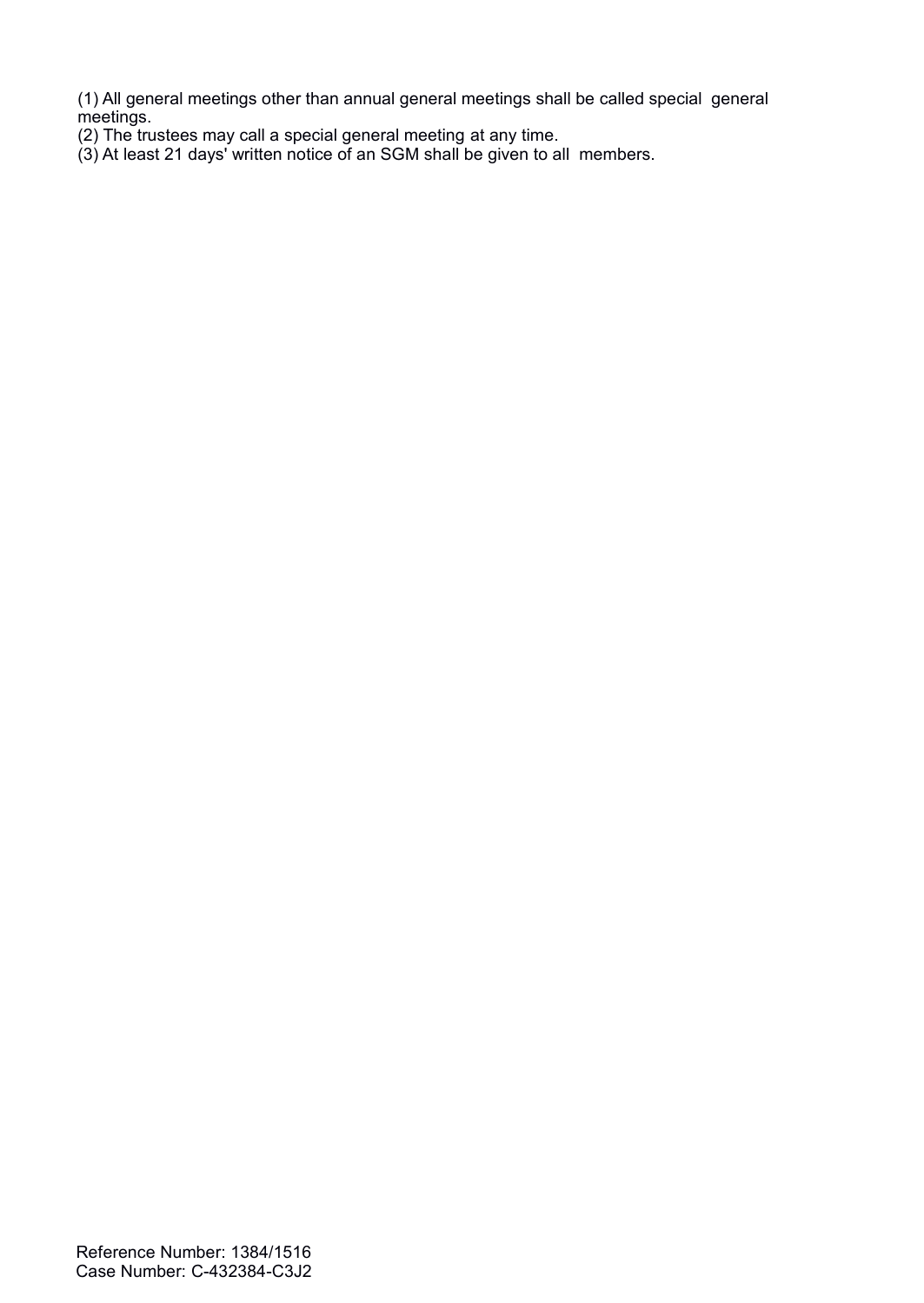(1) All general meetings other than annual general meetings shall be called special general meetings.
(2) The trustees may call a special general meeting at any time.
(3) At least 21 days' written notice of an SGM shall be given to all members.

Reference Number: 1384/1516
Case Number: C-432384-C3J2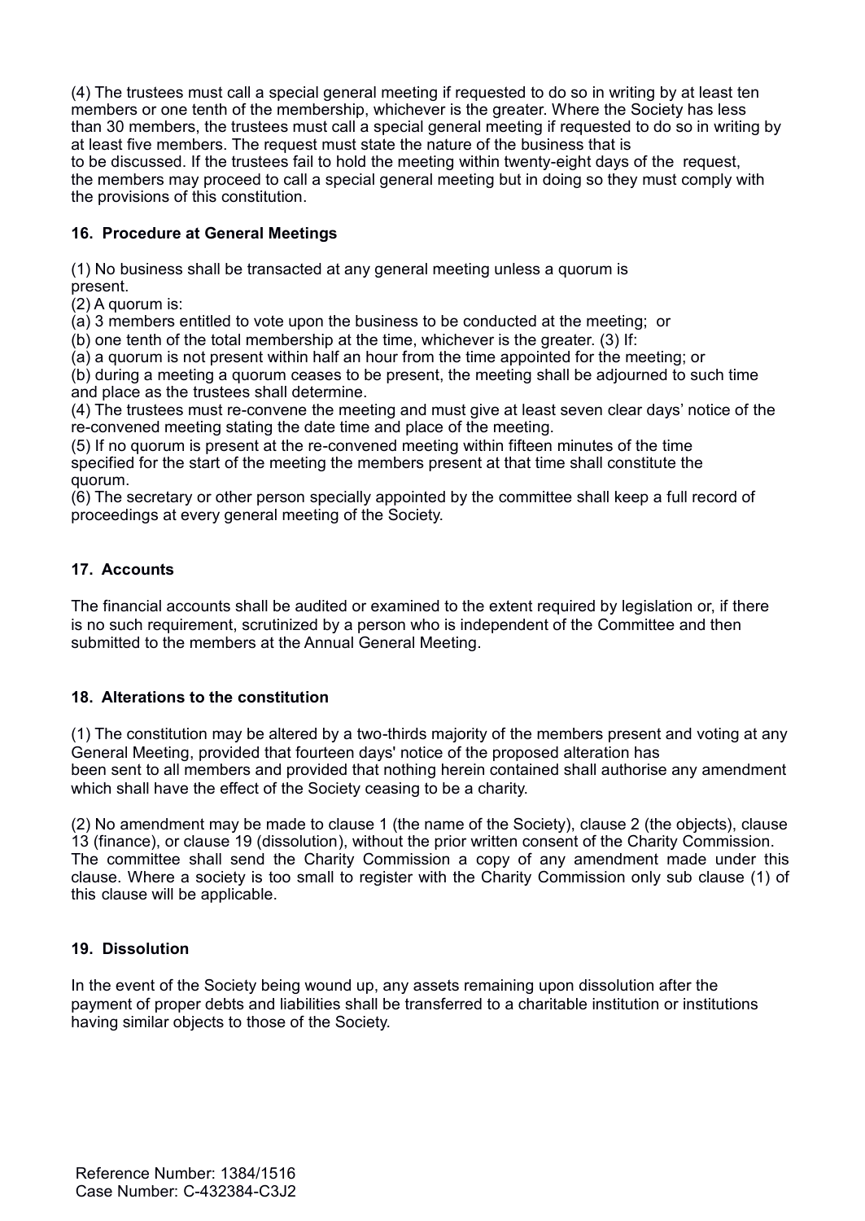(4) The trustees must call a special general meeting if requested to do so in writing by at least ten members or one tenth of the membership, whichever is the greater. Where the Society has less than 30 members, the trustees must call a special general meeting if requested to do so in writing by at least five members. The request must state the nature of the business that is to be discussed. If the trustees fail to hold the meeting within twenty-eight days of the request, the members may proceed to call a special general meeting but in doing so they must comply with the provisions of this constitution.

### 16. Procedure at General Meetings

(1) No business shall be transacted at any general meeting unless a quorum is present.
(2) A quorum is:
(a) 3 members entitled to vote upon the business to be conducted at the meeting; or
(b) one tenth of the total membership at the time, whichever is the greater. (3) If:
(a) a quorum is not present within half an hour from the time appointed for the meeting; or
(b) during a meeting a quorum ceases to be present, the meeting shall be adjourned to such time and place as the trustees shall determine.
(4) The trustees must re-convene the meeting and must give at least seven clear days' notice of the re-convened meeting stating the date time and place of the meeting.
(5) If no quorum is present at the re-convened meeting within fifteen minutes of the time specified for the start of the meeting the members present at that time shall constitute the quorum.
(6) The secretary or other person specially appointed by the committee shall keep a full record of proceedings at every general meeting of the Society.

### 17. Accounts

The financial accounts shall be audited or examined to the extent required by legislation or, if there is no such requirement, scrutinized by a person who is independent of the Committee and then submitted to the members at the Annual General Meeting.

### 18. Alterations to the constitution

(1) The constitution may be altered by a two-thirds majority of the members present and voting at any General Meeting, provided that fourteen days' notice of the proposed alteration has been sent to all members and provided that nothing herein contained shall authorise any amendment which shall have the effect of the Society ceasing to be a charity.

(2) No amendment may be made to clause 1 (the name of the Society), clause 2 (the objects), clause 13 (finance), or clause 19 (dissolution), without the prior written consent of the Charity Commission. The committee shall send the Charity Commission a copy of any amendment made under this clause. Where a society is too small to register with the Charity Commission only sub clause (1) of this clause will be applicable.

### 19. Dissolution

In the event of the Society being wound up, any assets remaining upon dissolution after the payment of proper debts and liabilities shall be transferred to a charitable institution or institutions having similar objects to those of the Society.

Reference Number: 1384/1516
Case Number: C-432384-C3J2